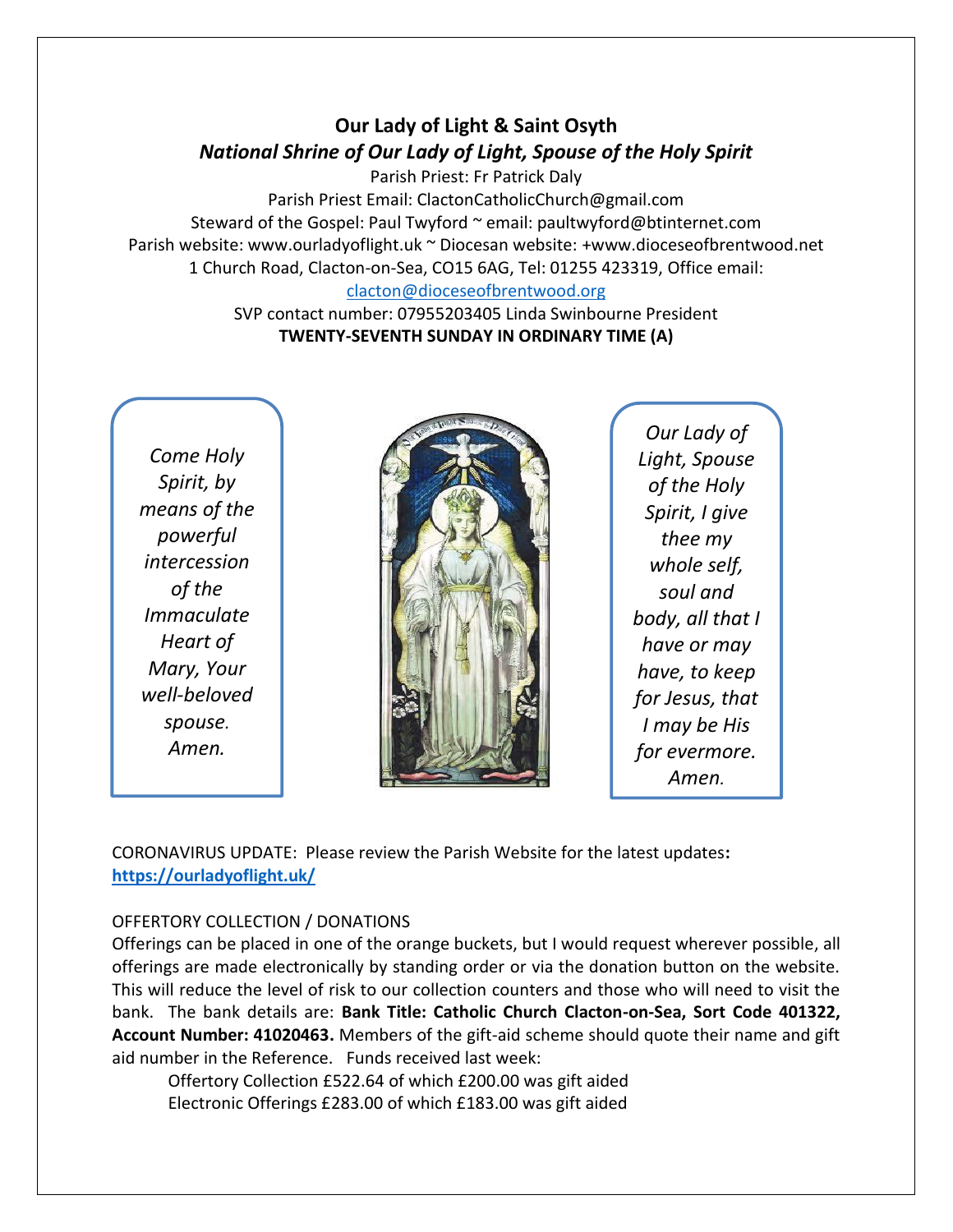# Our Lady of Light & Saint Osyth

## *National Shrine of Our Lady of Light, Spouse of the Holy Spirit*

Parish Priest: Fr Patrick Daly
Parish Priest Email: ClactonCatholicChurch@gmail.com
Steward of the Gospel: Paul Twyford ~ email: paultwyford@btinternet.com
Parish website: www.ourladyoflight.uk ~ Diocesan website: +www.dioceseofbrentwood.net
1 Church Road, Clacton-on-Sea, CO15 6AG, Tel: 01255 423319, Office email: clacton@dioceseofbrentwood.org
SVP contact number: 07955203405 Linda Swinbourne President

**TWENTY-SEVENTH SUNDAY IN ORDINARY TIME (A)**

*Come Holy Spirit, by means of the powerful intercession of the Immaculate Heart of Mary, Your well-beloved spouse. Amen.*

*Our Lady of Light, Spouse of the Holy Spirit, I give thee my whole self, soul and body, all that I have or may have, to keep for Jesus, that I may be His for evermore. Amen.*

CORONAVIRUS UPDATE: Please review the Parish Website for the latest updates**:**
**https://ourladyoflight.uk/**

OFFERTORY COLLECTION / DONATIONS

Offerings can be placed in one of the orange buckets, but I would request wherever possible, all offerings are made electronically by standing order or via the donation button on the website. This will reduce the level of risk to our collection counters and those who will need to visit the bank. The bank details are: **Bank Title: Catholic Church Clacton-on-Sea, Sort Code 401322, Account Number: 41020463.** Members of the gift-aid scheme should quote their name and gift aid number in the Reference. Funds received last week:

Offertory Collection £522.64 of which £200.00 was gift aided
Electronic Offerings £283.00 of which £183.00 was gift aided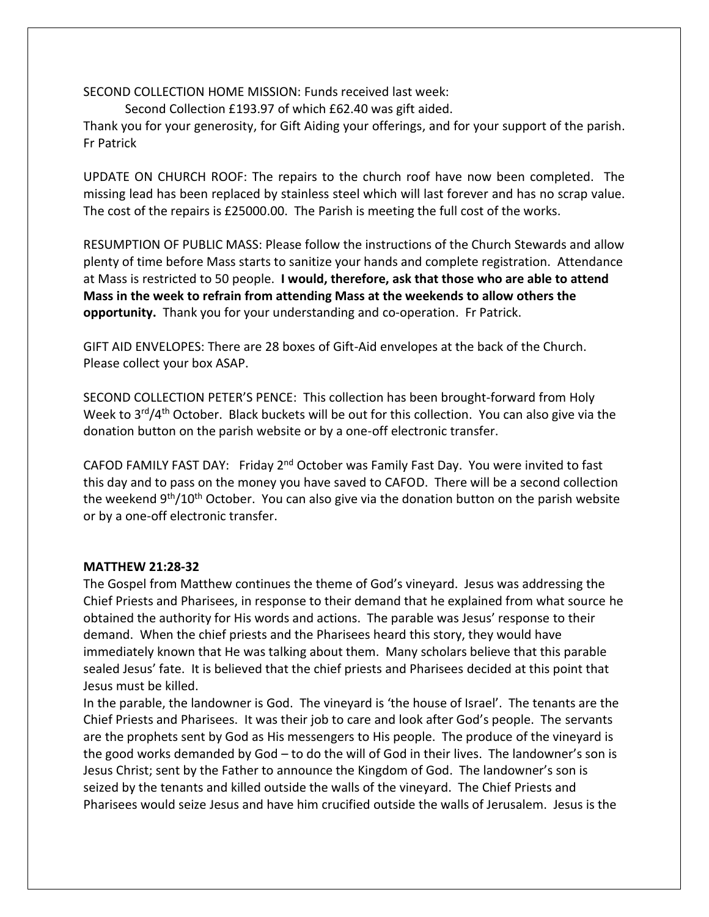SECOND COLLECTION HOME MISSION: Funds received last week:

Second Collection £193.97 of which £62.40 was gift aided.

Thank you for your generosity, for Gift Aiding your offerings, and for your support of the parish. Fr Patrick

UPDATE ON CHURCH ROOF: The repairs to the church roof have now been completed. The missing lead has been replaced by stainless steel which will last forever and has no scrap value. The cost of the repairs is £25000.00. The Parish is meeting the full cost of the works.

RESUMPTION OF PUBLIC MASS: Please follow the instructions of the Church Stewards and allow plenty of time before Mass starts to sanitize your hands and complete registration. Attendance at Mass is restricted to 50 people. **I would, therefore, ask that those who are able to attend Mass in the week to refrain from attending Mass at the weekends to allow others the opportunity.** Thank you for your understanding and co-operation. Fr Patrick.

GIFT AID ENVELOPES: There are 28 boxes of Gift-Aid envelopes at the back of the Church. Please collect your box ASAP.

SECOND COLLECTION PETER'S PENCE: This collection has been brought-forward from Holy Week to 3rd/4th October. Black buckets will be out for this collection. You can also give via the donation button on the parish website or by a one-off electronic transfer.

CAFOD FAMILY FAST DAY: Friday 2nd October was Family Fast Day. You were invited to fast this day and to pass on the money you have saved to CAFOD. There will be a second collection the weekend 9th/10th October. You can also give via the donation button on the parish website or by a one-off electronic transfer.

**MATTHEW 21:28-32**

The Gospel from Matthew continues the theme of God's vineyard. Jesus was addressing the Chief Priests and Pharisees, in response to their demand that he explained from what source he obtained the authority for His words and actions. The parable was Jesus' response to their demand. When the chief priests and the Pharisees heard this story, they would have immediately known that He was talking about them. Many scholars believe that this parable sealed Jesus' fate. It is believed that the chief priests and Pharisees decided at this point that Jesus must be killed.

In the parable, the landowner is God. The vineyard is 'the house of Israel'. The tenants are the Chief Priests and Pharisees. It was their job to care and look after God's people. The servants are the prophets sent by God as His messengers to His people. The produce of the vineyard is the good works demanded by God – to do the will of God in their lives. The landowner's son is Jesus Christ; sent by the Father to announce the Kingdom of God. The landowner's son is seized by the tenants and killed outside the walls of the vineyard. The Chief Priests and Pharisees would seize Jesus and have him crucified outside the walls of Jerusalem. Jesus is the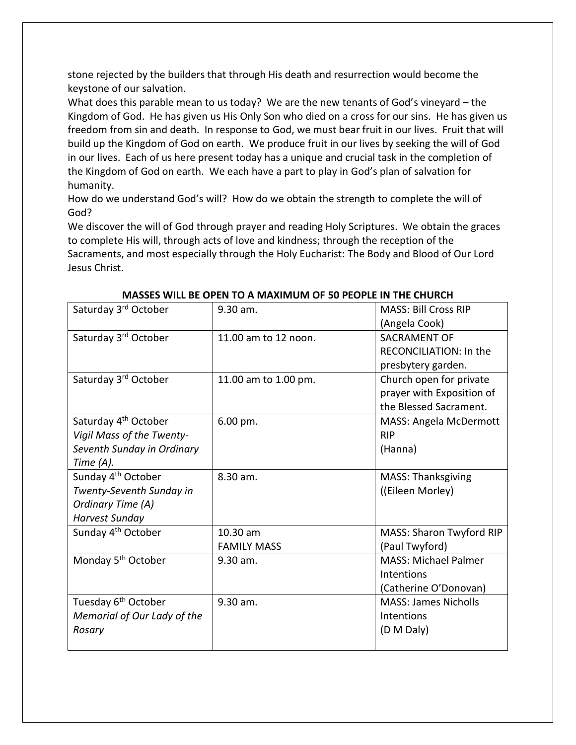stone rejected by the builders that through His death and resurrection would become the keystone of our salvation.

What does this parable mean to us today? We are the new tenants of God's vineyard – the Kingdom of God. He has given us His Only Son who died on a cross for our sins. He has given us freedom from sin and death. In response to God, we must bear fruit in our lives. Fruit that will build up the Kingdom of God on earth. We produce fruit in our lives by seeking the will of God in our lives. Each of us here present today has a unique and crucial task in the completion of the Kingdom of God on earth. We each have a part to play in God's plan of salvation for humanity.

How do we understand God's will? How do we obtain the strength to complete the will of God?

We discover the will of God through prayer and reading Holy Scriptures. We obtain the graces to complete His will, through acts of love and kindness; through the reception of the Sacraments, and most especially through the Holy Eucharist: The Body and Blood of Our Lord Jesus Christ.

**MASSES WILL BE OPEN TO A MAXIMUM OF 50 PEOPLE IN THE CHURCH**

| | | |
|---|---|---|
| Saturday 3rd October | 9.30 am. | MASS: Bill Cross RIP (Angela Cook) |
| Saturday 3rd October | 11.00 am to 12 noon. | SACRAMENT OF RECONCILIATION: In the presbytery garden. |
| Saturday 3rd October | 11.00 am to 1.00 pm. | Church open for private prayer with Exposition of the Blessed Sacrament. |
| Saturday 4th October *Vigil Mass of the Twenty-Seventh Sunday in Ordinary Time (A).* | 6.00 pm. | MASS: Angela McDermott RIP (Hanna) |
| Sunday 4th October *Twenty-Seventh Sunday in Ordinary Time (A)* *Harvest Sunday* | 8.30 am. | MASS: Thanksgiving ((Eileen Morley) |
| Sunday 4th October | 10.30 am FAMILY MASS | MASS: Sharon Twyford RIP (Paul Twyford) |
| Monday 5th October | 9.30 am. | MASS: Michael Palmer Intentions (Catherine O'Donovan) |
| Tuesday 6th October *Memorial of Our Lady of the Rosary* | 9.30 am. | MASS: James Nicholls Intentions (D M Daly) |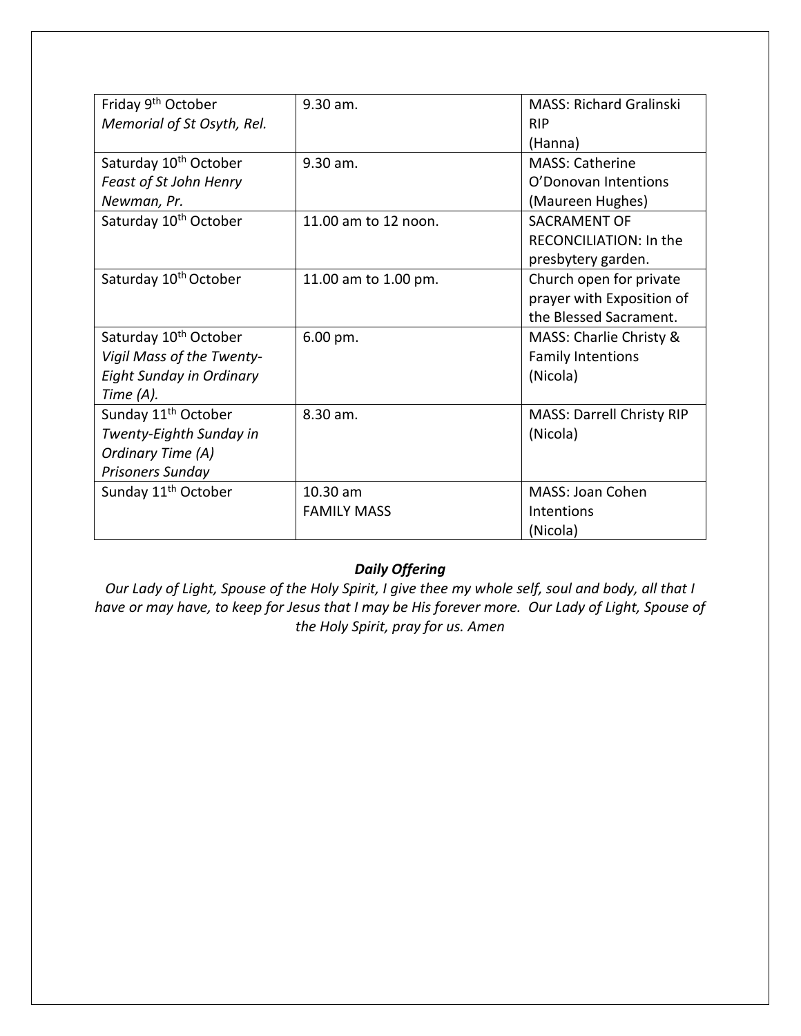| | | |
|---|---|---|
| Friday 9th October<br>*Memorial of St Osyth, Rel.* | 9.30 am. | MASS: Richard Gralinski RIP<br>(Hanna) |
| Saturday 10th October<br>*Feast of St John Henry Newman, Pr.* | 9.30 am. | MASS: Catherine O'Donovan Intentions<br>(Maureen Hughes) |
| Saturday 10th October | 11.00 am to 12 noon. | SACRAMENT OF RECONCILIATION: In the presbytery garden. |
| Saturday 10th October | 11.00 am to 1.00 pm. | Church open for private prayer with Exposition of the Blessed Sacrament. |
| Saturday 10th October<br>*Vigil Mass of the Twenty-Eight Sunday in Ordinary Time (A).* | 6.00 pm. | MASS: Charlie Christy & Family Intentions<br>(Nicola) |
| Sunday 11th October<br>*Twenty-Eighth Sunday in Ordinary Time (A)*<br>*Prisoners Sunday* | 8.30 am. | MASS: Darrell Christy RIP<br>(Nicola) |
| Sunday 11th October | 10.30 am<br>FAMILY MASS | MASS: Joan Cohen Intentions<br>(Nicola) |

***Daily Offering***

*Our Lady of Light, Spouse of the Holy Spirit, I give thee my whole self, soul and body, all that I have or may have, to keep for Jesus that I may be His forever more. Our Lady of Light, Spouse of the Holy Spirit, pray for us. Amen*